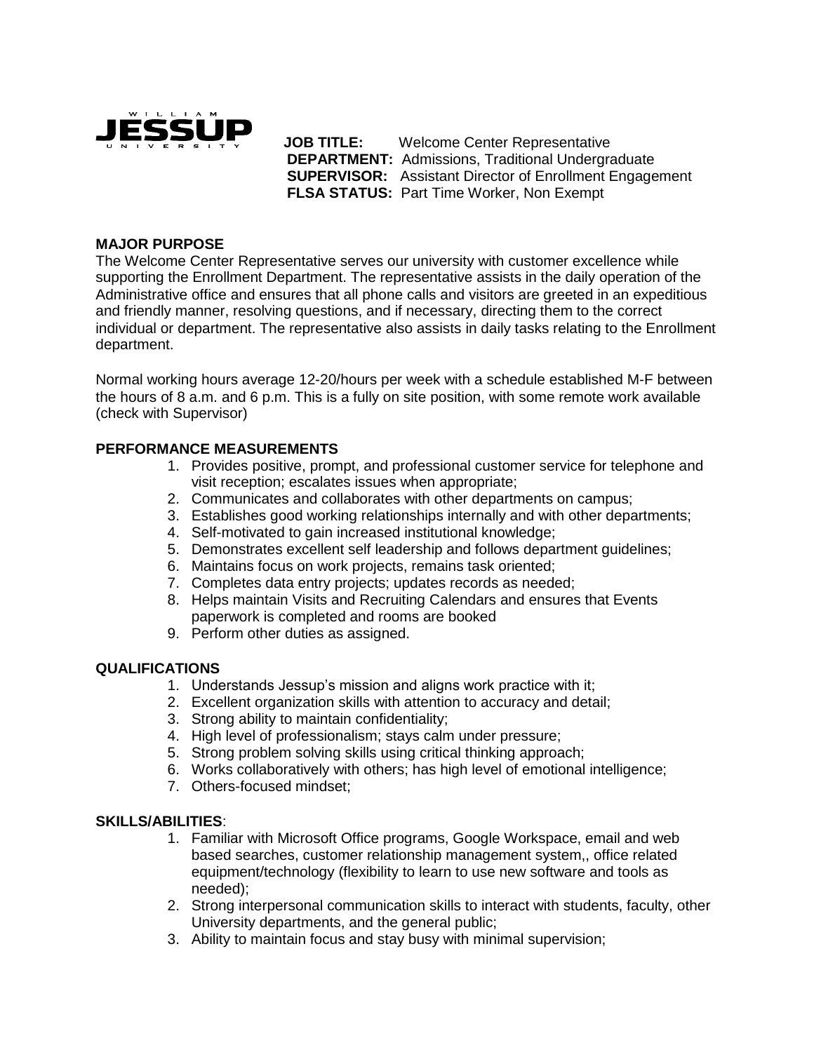WILLIAM JESSUP UNIVERSITY

**JOB TITLE:** Welcome Center Representative
**DEPARTMENT:** Admissions, Traditional Undergraduate
**SUPERVISOR:** Assistant Director of Enrollment Engagement
**FLSA STATUS:** Part Time Worker, Non Exempt

## MAJOR PURPOSE

The Welcome Center Representative serves our university with customer excellence while supporting the Enrollment Department. The representative assists in the daily operation of the Administrative office and ensures that all phone calls and visitors are greeted in an expeditious and friendly manner, resolving questions, and if necessary, directing them to the correct individual or department. The representative also assists in daily tasks relating to the Enrollment department.

Normal working hours average 12-20/hours per week with a schedule established M-F between the hours of 8 a.m. and 6 p.m. This is a fully on site position, with some remote work available (check with Supervisor)

## PERFORMANCE MEASUREMENTS

1. Provides positive, prompt, and professional customer service for telephone and visit reception; escalates issues when appropriate;
2. Communicates and collaborates with other departments on campus;
3. Establishes good working relationships internally and with other departments;
4. Self-motivated to gain increased institutional knowledge;
5. Demonstrates excellent self leadership and follows department guidelines;
6. Maintains focus on work projects, remains task oriented;
7. Completes data entry projects; updates records as needed;
8. Helps maintain Visits and Recruiting Calendars and ensures that Events paperwork is completed and rooms are booked
9. Perform other duties as assigned.

## QUALIFICATIONS

1. Understands Jessup's mission and aligns work practice with it;
2. Excellent organization skills with attention to accuracy and detail;
3. Strong ability to maintain confidentiality;
4. High level of professionalism; stays calm under pressure;
5. Strong problem solving skills using critical thinking approach;
6. Works collaboratively with others; has high level of emotional intelligence;
7. Others-focused mindset;

## SKILLS/ABILITIES:

1. Familiar with Microsoft Office programs, Google Workspace, email and web based searches, customer relationship management system,, office related equipment/technology (flexibility to learn to use new software and tools as needed);
2. Strong interpersonal communication skills to interact with students, faculty, other University departments, and the general public;
3. Ability to maintain focus and stay busy with minimal supervision;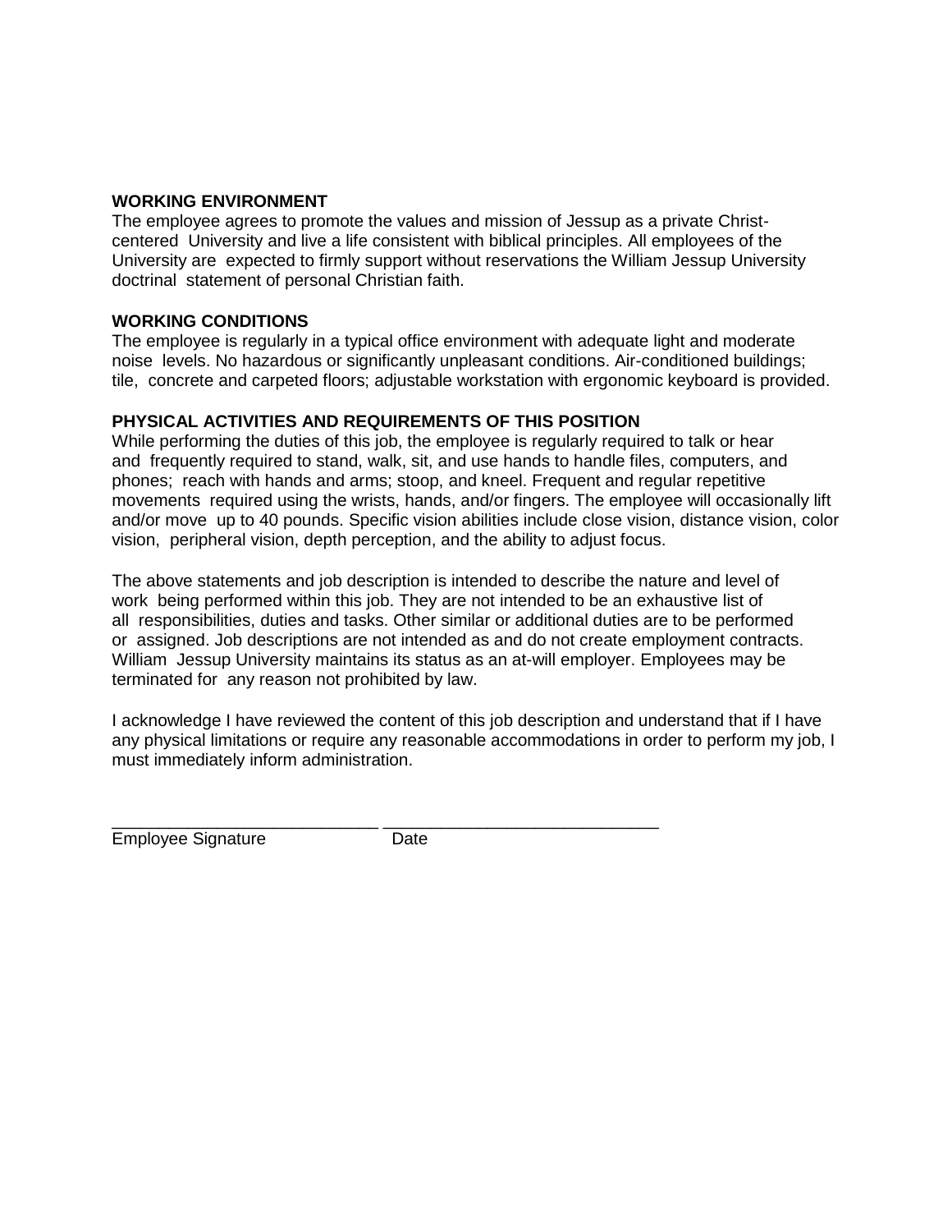**WORKING ENVIRONMENT**

The employee agrees to promote the values and mission of Jessup as a private Christ-centered University and live a life consistent with biblical principles. All employees of the University are expected to firmly support without reservations the William Jessup University doctrinal statement of personal Christian faith.

**WORKING CONDITIONS**

The employee is regularly in a typical office environment with adequate light and moderate noise levels. No hazardous or significantly unpleasant conditions. Air-conditioned buildings; tile, concrete and carpeted floors; adjustable workstation with ergonomic keyboard is provided.

**PHYSICAL ACTIVITIES AND REQUIREMENTS OF THIS POSITION**

While performing the duties of this job, the employee is regularly required to talk or hear and frequently required to stand, walk, sit, and use hands to handle files, computers, and phones; reach with hands and arms; stoop, and kneel. Frequent and regular repetitive movements required using the wrists, hands, and/or fingers. The employee will occasionally lift and/or move up to 40 pounds. Specific vision abilities include close vision, distance vision, color vision, peripheral vision, depth perception, and the ability to adjust focus.

The above statements and job description is intended to describe the nature and level of work being performed within this job. They are not intended to be an exhaustive list of all responsibilities, duties and tasks. Other similar or additional duties are to be performed or assigned. Job descriptions are not intended as and do not create employment contracts. William Jessup University maintains its status as an at-will employer. Employees may be terminated for any reason not prohibited by law.

I acknowledge I have reviewed the content of this job description and understand that if I have any physical limitations or require any reasonable accommodations in order to perform my job, I must immediately inform administration.

\_\_\_\_\_\_\_\_\_\_\_\_\_\_\_\_\_\_\_\_\_\_\_\_\_\_\_\_ \_\_\_\_\_\_\_\_\_\_\_\_\_\_\_\_\_\_\_\_\_\_\_\_\_\_\_\_\_

Employee Signature Date